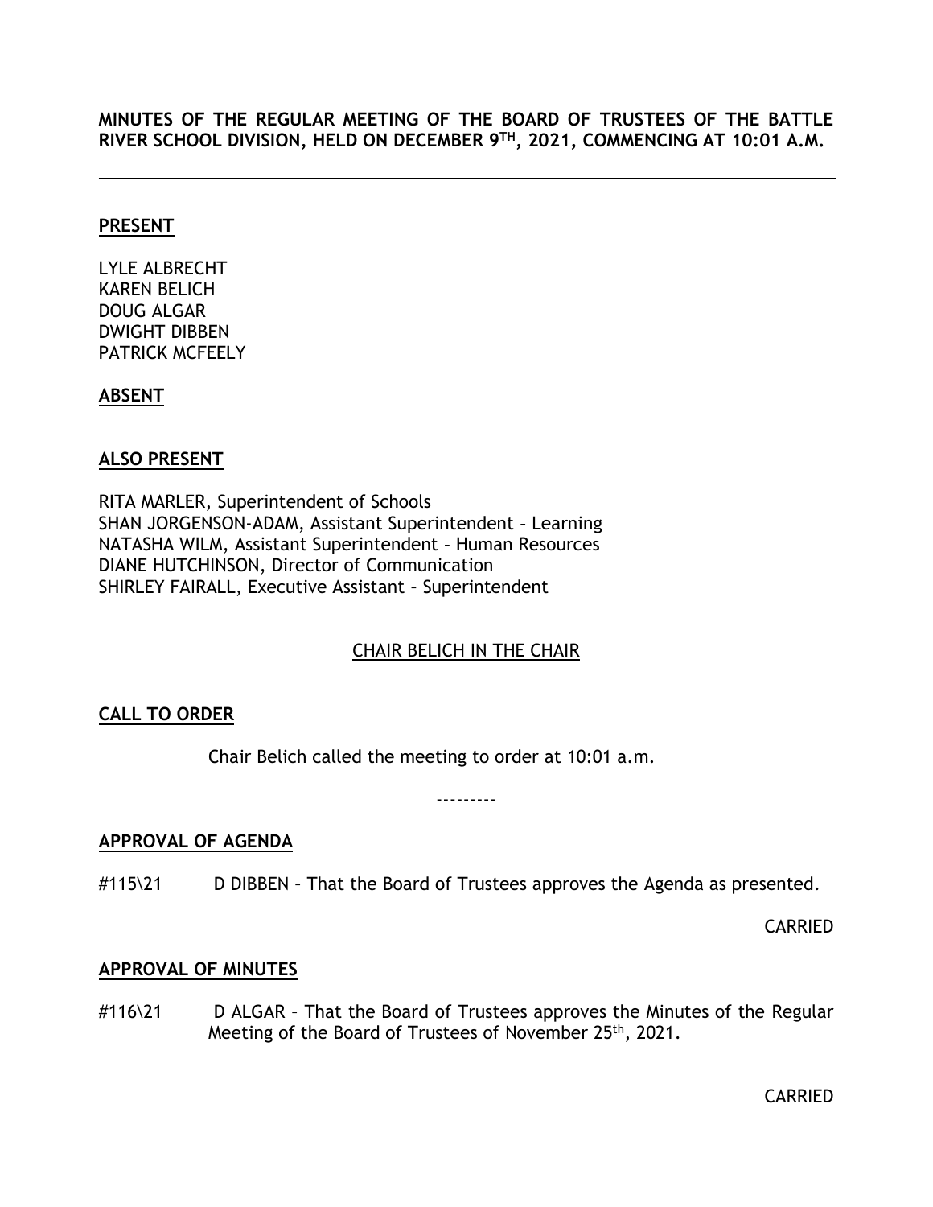**MINUTES OF THE REGULAR MEETING OF THE BOARD OF TRUSTEES OF THE BATTLE RIVER SCHOOL DIVISION, HELD ON DECEMBER 9TH, 2021, COMMENCING AT 10:01 A.M.**

---

**PRESENT**

LYLE ALBRECHT
KAREN BELICH
DOUG ALGAR
DWIGHT DIBBEN
PATRICK MCFEELY

**ABSENT**

**ALSO PRESENT**

RITA MARLER, Superintendent of Schools
SHAN JORGENSON-ADAM, Assistant Superintendent – Learning
NATASHA WILM, Assistant Superintendent – Human Resources
DIANE HUTCHINSON, Director of Communication
SHIRLEY FAIRALL, Executive Assistant – Superintendent

CHAIR BELICH IN THE CHAIR

**CALL TO ORDER**

Chair Belich called the meeting to order at 10:01 a.m.

---------

**APPROVAL OF AGENDA**

#115\21 D DIBBEN – That the Board of Trustees approves the Agenda as presented.

CARRIED

**APPROVAL OF MINUTES**

#116\21 D ALGAR – That the Board of Trustees approves the Minutes of the Regular Meeting of the Board of Trustees of November 25th, 2021.

CARRIED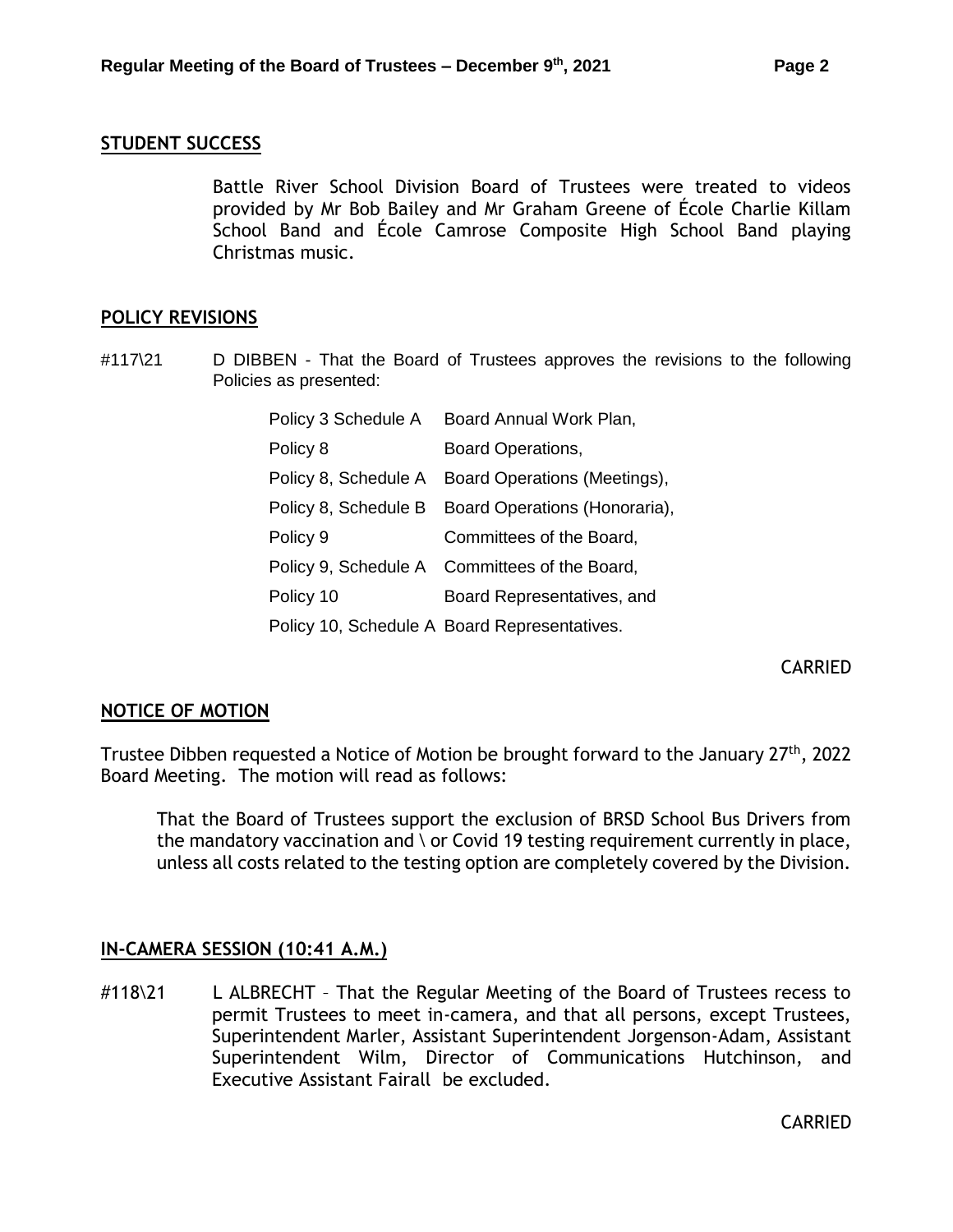## STUDENT SUCCESS

Battle River School Division Board of Trustees were treated to videos provided by Mr Bob Bailey and Mr Graham Greene of École Charlie Killam School Band and École Camrose Composite High School Band playing Christmas music.

## POLICY REVISIONS

#117\21 D DIBBEN - That the Board of Trustees approves the revisions to the following Policies as presented:

| | |
|---|---|
| Policy 3 Schedule A | Board Annual Work Plan, |
| Policy 8 | Board Operations, |
| Policy 8, Schedule A | Board Operations (Meetings), |
| Policy 8, Schedule B | Board Operations (Honoraria), |
| Policy 9 | Committees of the Board, |
| Policy 9, Schedule A | Committees of the Board, |
| Policy 10 | Board Representatives, and |
| Policy 10, Schedule A | Board Representatives. |

CARRIED

## NOTICE OF MOTION

Trustee Dibben requested a Notice of Motion be brought forward to the January 27th, 2022 Board Meeting. The motion will read as follows:

> That the Board of Trustees support the exclusion of BRSD School Bus Drivers from the mandatory vaccination and \ or Covid 19 testing requirement currently in place, unless all costs related to the testing option are completely covered by the Division.

## IN-CAMERA SESSION (10:41 A.M.)

#118\21 L ALBRECHT – That the Regular Meeting of the Board of Trustees recess to permit Trustees to meet in-camera, and that all persons, except Trustees, Superintendent Marler, Assistant Superintendent Jorgenson-Adam, Assistant Superintendent Wilm, Director of Communications Hutchinson, and Executive Assistant Fairall be excluded.

CARRIED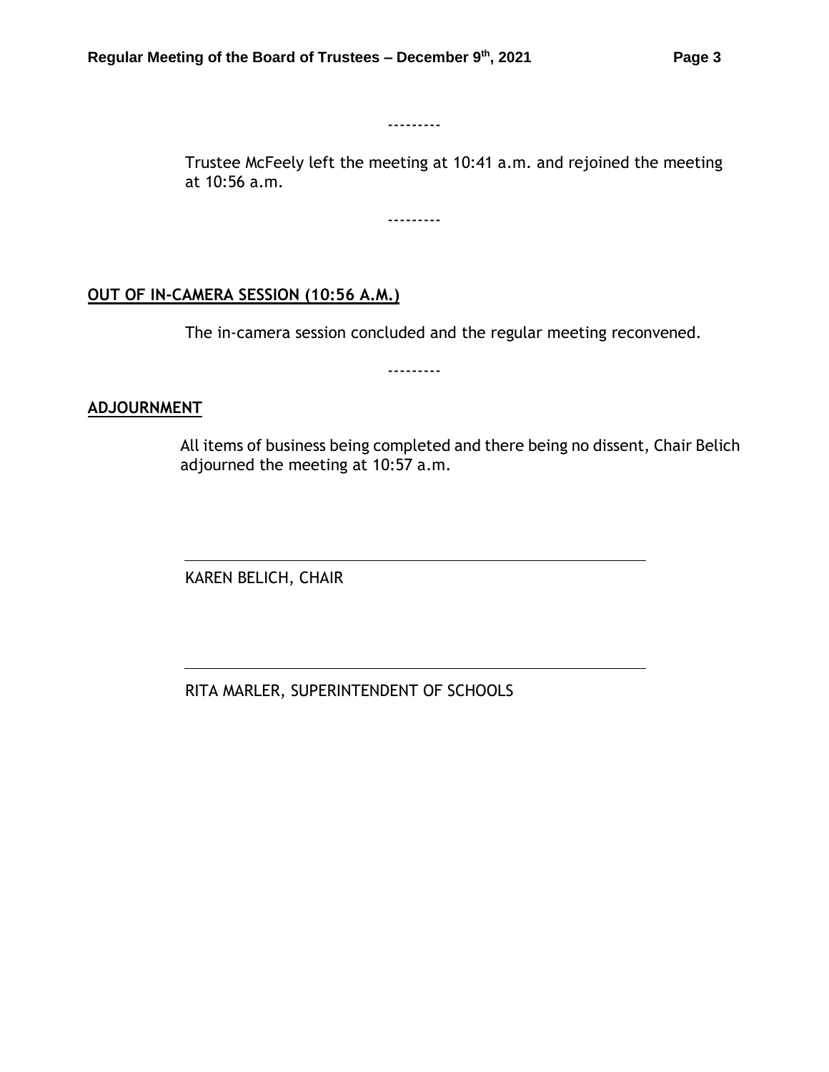---------

Trustee McFeely left the meeting at 10:41 a.m. and rejoined the meeting at 10:56 a.m.

---------

**OUT OF IN-CAMERA SESSION (10:56 A.M.)**

The in-camera session concluded and the regular meeting reconvened.

---------

**ADJOURNMENT**

All items of business being completed and there being no dissent, Chair Belich adjourned the meeting at 10:57 a.m.

KAREN BELICH, CHAIR

RITA MARLER, SUPERINTENDENT OF SCHOOLS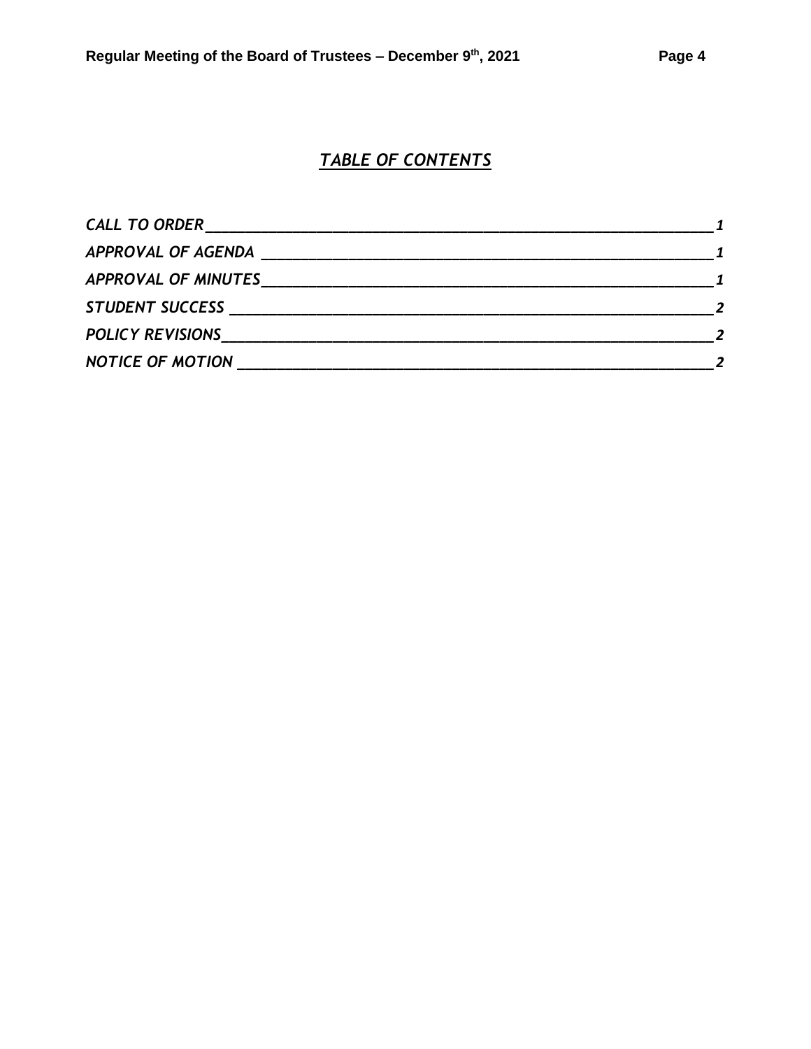## *TABLE OF CONTENTS*

*CALL TO ORDER* ____________________________________________ *1*
*APPROVAL OF AGENDA* _______________________________________ *1*
*APPROVAL OF MINUTES* ______________________________________ *1*
*STUDENT SUCCESS* _________________________________________ *2*
*POLICY REVISIONS* ________________________________________ *2*
*NOTICE OF MOTION* ________________________________________ *2*